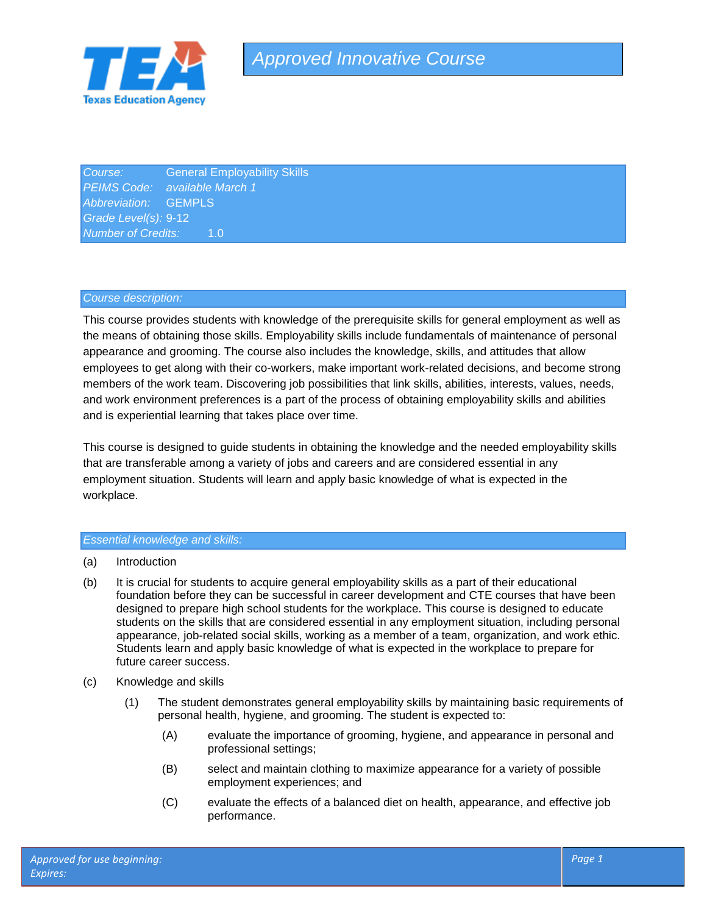# Approved Innovative Course

| | |
|---|---|
| *Course:* | General Employability Skills |
| *PEIMS Code:* | *available March 1* |
| *Abbreviation:* | GEMPLS |
| *Grade Level(s):* | 9-12 |
| *Number of Credits:* | 1.0 |

## *Course description:*

This course provides students with knowledge of the prerequisite skills for general employment as well as the means of obtaining those skills. Employability skills include fundamentals of maintenance of personal appearance and grooming. The course also includes the knowledge, skills, and attitudes that allow employees to get along with their co-workers, make important work-related decisions, and become strong members of the work team. Discovering job possibilities that link skills, abilities, interests, values, needs, and work environment preferences is a part of the process of obtaining employability skills and abilities and is experiential learning that takes place over time.

This course is designed to guide students in obtaining the knowledge and the needed employability skills that are transferable among a variety of jobs and careers and are considered essential in any employment situation. Students will learn and apply basic knowledge of what is expected in the workplace.

## *Essential knowledge and skills:*

(a) Introduction

(b) It is crucial for students to acquire general employability skills as a part of their educational foundation before they can be successful in career development and CTE courses that have been designed to prepare high school students for the workplace. This course is designed to educate students on the skills that are considered essential in any employment situation, including personal appearance, job-related social skills, working as a member of a team, organization, and work ethic. Students learn and apply basic knowledge of what is expected in the workplace to prepare for future career success.

(c) Knowledge and skills

- (1) The student demonstrates general employability skills by maintaining basic requirements of personal health, hygiene, and grooming. The student is expected to:
  - (A) evaluate the importance of grooming, hygiene, and appearance in personal and professional settings;
  - (B) select and maintain clothing to maximize appearance for a variety of possible employment experiences; and
  - (C) evaluate the effects of a balanced diet on health, appearance, and effective job performance.

*Approved for use beginning:*
*Expires:*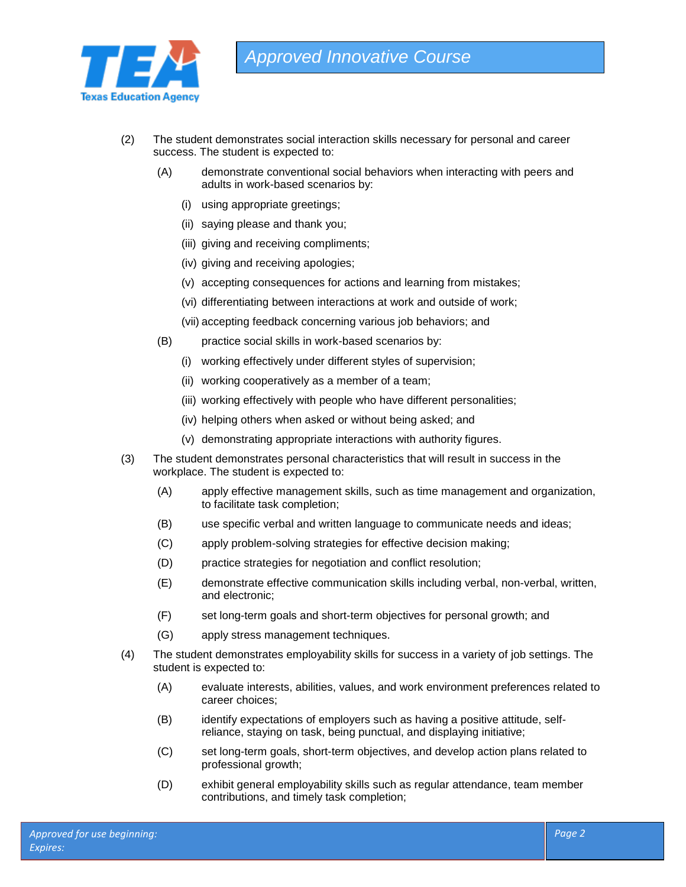(2) The student demonstrates social interaction skills necessary for personal and career success. The student is expected to:

- (A) demonstrate conventional social behaviors when interacting with peers and adults in work-based scenarios by:
  - (i) using appropriate greetings;
  - (ii) saying please and thank you;
  - (iii) giving and receiving compliments;
  - (iv) giving and receiving apologies;
  - (v) accepting consequences for actions and learning from mistakes;
  - (vi) differentiating between interactions at work and outside of work;
  - (vii) accepting feedback concerning various job behaviors; and
- (B) practice social skills in work-based scenarios by:
  - (i) working effectively under different styles of supervision;
  - (ii) working cooperatively as a member of a team;
  - (iii) working effectively with people who have different personalities;
  - (iv) helping others when asked or without being asked; and
  - (v) demonstrating appropriate interactions with authority figures.

(3) The student demonstrates personal characteristics that will result in success in the workplace. The student is expected to:

- (A) apply effective management skills, such as time management and organization, to facilitate task completion;
- (B) use specific verbal and written language to communicate needs and ideas;
- (C) apply problem-solving strategies for effective decision making;
- (D) practice strategies for negotiation and conflict resolution;
- (E) demonstrate effective communication skills including verbal, non-verbal, written, and electronic;
- (F) set long-term goals and short-term objectives for personal growth; and
- (G) apply stress management techniques.

(4) The student demonstrates employability skills for success in a variety of job settings. The student is expected to:

- (A) evaluate interests, abilities, values, and work environment preferences related to career choices;
- (B) identify expectations of employers such as having a positive attitude, self-reliance, staying on task, being punctual, and displaying initiative;
- (C) set long-term goals, short-term objectives, and develop action plans related to professional growth;
- (D) exhibit general employability skills such as regular attendance, team member contributions, and timely task completion;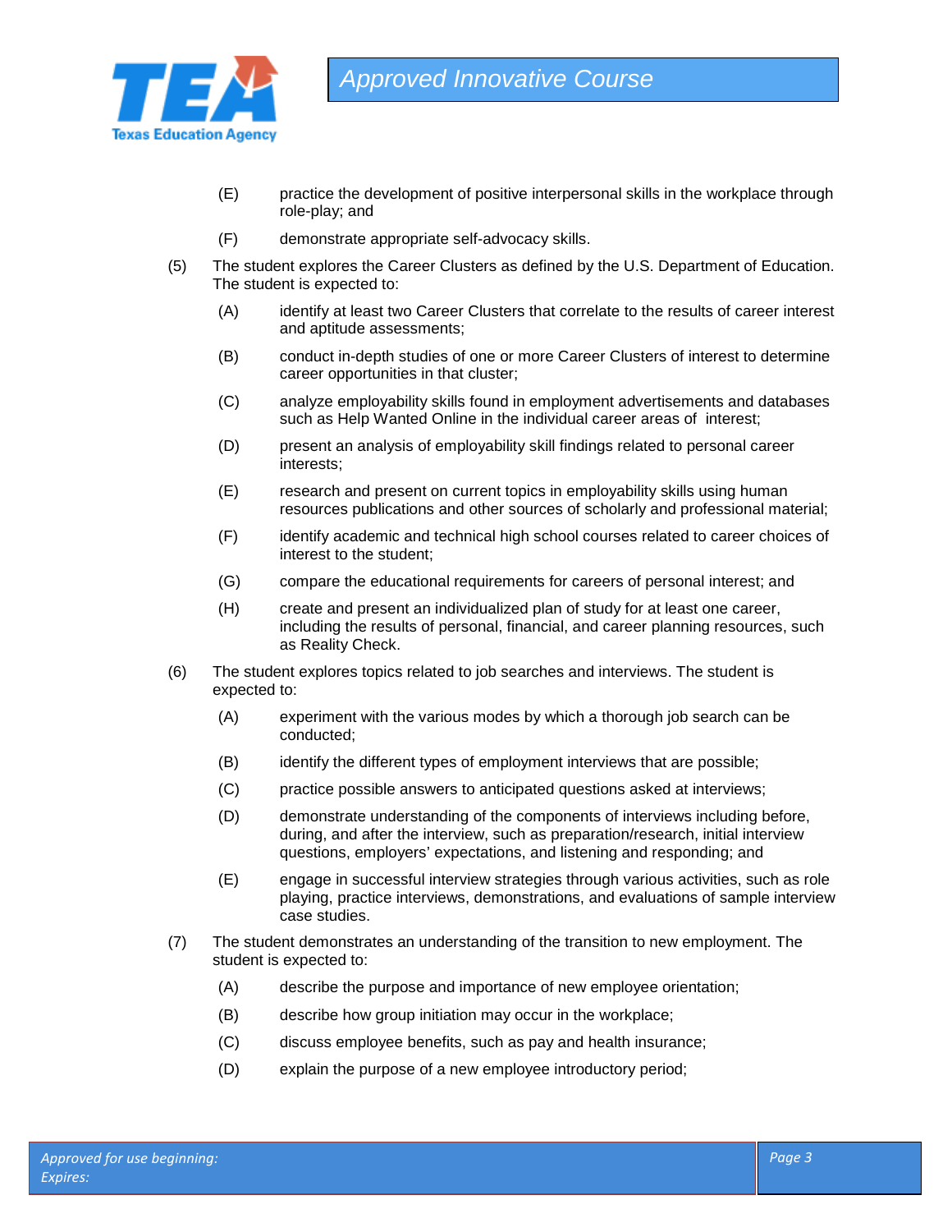(E) practice the development of positive interpersonal skills in the workplace through role-play; and

(F) demonstrate appropriate self-advocacy skills.

(5) The student explores the Career Clusters as defined by the U.S. Department of Education. The student is expected to:

(A) identify at least two Career Clusters that correlate to the results of career interest and aptitude assessments;

(B) conduct in-depth studies of one or more Career Clusters of interest to determine career opportunities in that cluster;

(C) analyze employability skills found in employment advertisements and databases such as Help Wanted Online in the individual career areas of interest;

(D) present an analysis of employability skill findings related to personal career interests;

(E) research and present on current topics in employability skills using human resources publications and other sources of scholarly and professional material;

(F) identify academic and technical high school courses related to career choices of interest to the student;

(G) compare the educational requirements for careers of personal interest; and

(H) create and present an individualized plan of study for at least one career, including the results of personal, financial, and career planning resources, such as Reality Check.

(6) The student explores topics related to job searches and interviews. The student is expected to:

(A) experiment with the various modes by which a thorough job search can be conducted;

(B) identify the different types of employment interviews that are possible;

(C) practice possible answers to anticipated questions asked at interviews;

(D) demonstrate understanding of the components of interviews including before, during, and after the interview, such as preparation/research, initial interview questions, employers' expectations, and listening and responding; and

(E) engage in successful interview strategies through various activities, such as role playing, practice interviews, demonstrations, and evaluations of sample interview case studies.

(7) The student demonstrates an understanding of the transition to new employment. The student is expected to:

(A) describe the purpose and importance of new employee orientation;

(B) describe how group initiation may occur in the workplace;

(C) discuss employee benefits, such as pay and health insurance;

(D) explain the purpose of a new employee introductory period;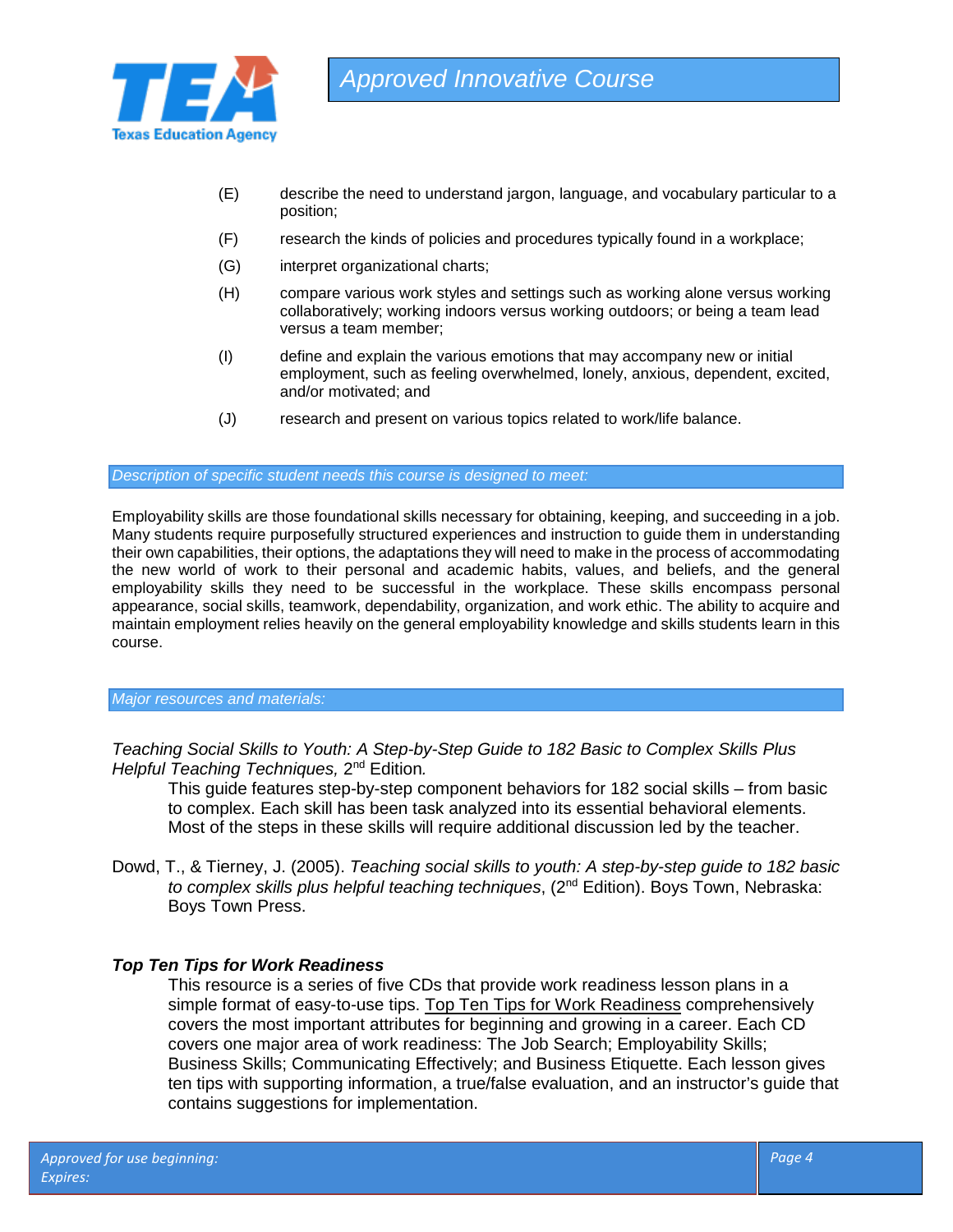(E) describe the need to understand jargon, language, and vocabulary particular to a position;

(F) research the kinds of policies and procedures typically found in a workplace;

(G) interpret organizational charts;

(H) compare various work styles and settings such as working alone versus working collaboratively; working indoors versus working outdoors; or being a team lead versus a team member;

(I) define and explain the various emotions that may accompany new or initial employment, such as feeling overwhelmed, lonely, anxious, dependent, excited, and/or motivated; and

(J) research and present on various topics related to work/life balance.

### *Description of specific student needs this course is designed to meet:*

Employability skills are those foundational skills necessary for obtaining, keeping, and succeeding in a job. Many students require purposefully structured experiences and instruction to guide them in understanding their own capabilities, their options, the adaptations they will need to make in the process of accommodating the new world of work to their personal and academic habits, values, and beliefs, and the general employability skills they need to be successful in the workplace. These skills encompass personal appearance, social skills, teamwork, dependability, organization, and work ethic. The ability to acquire and maintain employment relies heavily on the general employability knowledge and skills students learn in this course.

### *Major resources and materials:*

*Teaching Social Skills to Youth: A Step-by-Step Guide to 182 Basic to Complex Skills Plus Helpful Teaching Techniques,* 2nd Edition*.*

This guide features step-by-step component behaviors for 182 social skills – from basic to complex. Each skill has been task analyzed into its essential behavioral elements. Most of the steps in these skills will require additional discussion led by the teacher.

Dowd, T., & Tierney, J. (2005). *Teaching social skills to youth: A step-by-step guide to 182 basic to complex skills plus helpful teaching techniques*, (2nd Edition). Boys Town, Nebraska: Boys Town Press.

***Top Ten Tips for Work Readiness***

This resource is a series of five CDs that provide work readiness lesson plans in a simple format of easy-to-use tips. Top Ten Tips for Work Readiness comprehensively covers the most important attributes for beginning and growing in a career. Each CD covers one major area of work readiness: The Job Search; Employability Skills; Business Skills; Communicating Effectively; and Business Etiquette. Each lesson gives ten tips with supporting information, a true/false evaluation, and an instructor's guide that contains suggestions for implementation.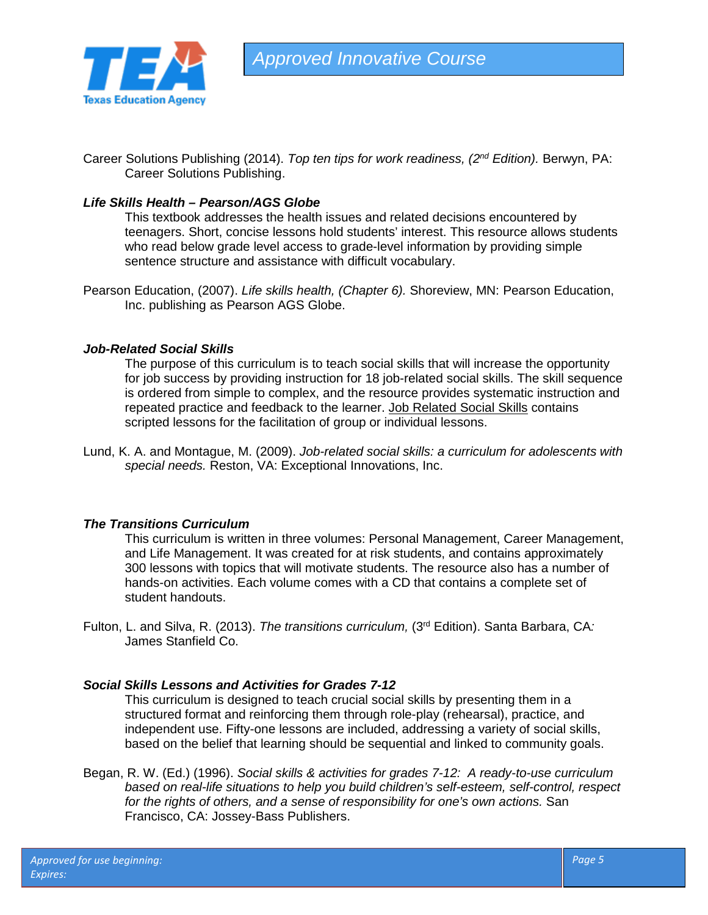Career Solutions Publishing (2014). *Top ten tips for work readiness, (2nd Edition).* Berwyn, PA: Career Solutions Publishing.

***Life Skills Health – Pearson/AGS Globe***

This textbook addresses the health issues and related decisions encountered by teenagers. Short, concise lessons hold students' interest. This resource allows students who read below grade level access to grade-level information by providing simple sentence structure and assistance with difficult vocabulary.

Pearson Education, (2007). *Life skills health, (Chapter 6).* Shoreview, MN: Pearson Education, Inc. publishing as Pearson AGS Globe.

***Job-Related Social Skills***

The purpose of this curriculum is to teach social skills that will increase the opportunity for job success by providing instruction for 18 job-related social skills. The skill sequence is ordered from simple to complex, and the resource provides systematic instruction and repeated practice and feedback to the learner. Job Related Social Skills contains scripted lessons for the facilitation of group or individual lessons.

Lund, K. A. and Montague, M. (2009). *Job-related social skills: a curriculum for adolescents with special needs.* Reston, VA: Exceptional Innovations, Inc.

***The Transitions Curriculum***

This curriculum is written in three volumes: Personal Management, Career Management, and Life Management. It was created for at risk students, and contains approximately 300 lessons with topics that will motivate students. The resource also has a number of hands-on activities. Each volume comes with a CD that contains a complete set of student handouts.

Fulton, L. and Silva, R. (2013). *The transitions curriculum,* (3rd Edition). Santa Barbara, CA: James Stanfield Co.

***Social Skills Lessons and Activities for Grades 7-12***

This curriculum is designed to teach crucial social skills by presenting them in a structured format and reinforcing them through role-play (rehearsal), practice, and independent use. Fifty-one lessons are included, addressing a variety of social skills, based on the belief that learning should be sequential and linked to community goals.

Began, R. W. (Ed.) (1996). *Social skills & activities for grades 7-12: A ready-to-use curriculum based on real-life situations to help you build children's self-esteem, self-control, respect for the rights of others, and a sense of responsibility for one's own actions.* San Francisco, CA: Jossey-Bass Publishers.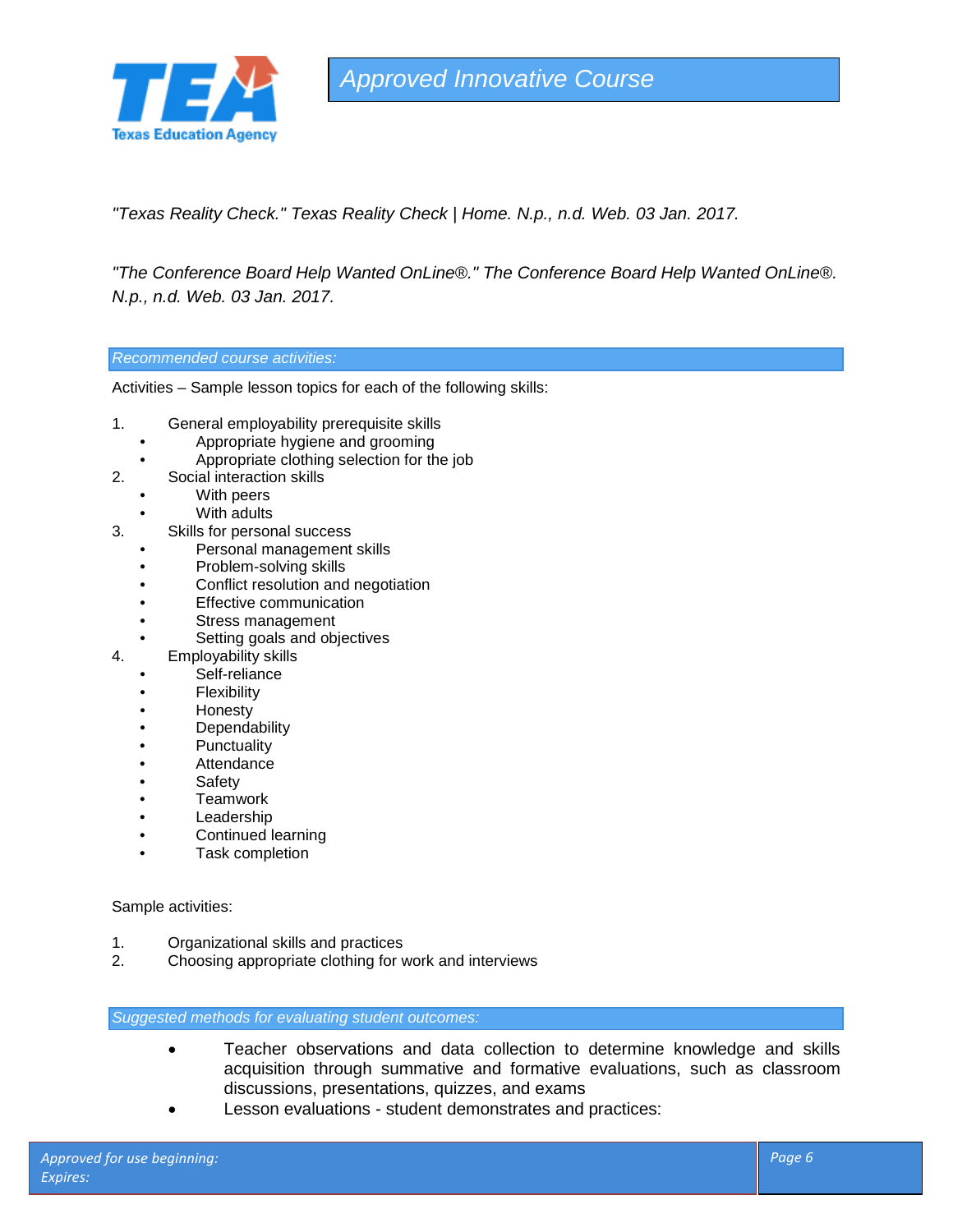*"Texas Reality Check." Texas Reality Check | Home. N.p., n.d. Web. 03 Jan. 2017.*

*"The Conference Board Help Wanted OnLine®." The Conference Board Help Wanted OnLine®. N.p., n.d. Web. 03 Jan. 2017.*

*Recommended course activities:*

Activities – Sample lesson topics for each of the following skills:

1. General employability prerequisite skills
   - Appropriate hygiene and grooming
   - Appropriate clothing selection for the job
2. Social interaction skills
   - With peers
   - With adults
3. Skills for personal success
   - Personal management skills
   - Problem-solving skills
   - Conflict resolution and negotiation
   - Effective communication
   - Stress management
   - Setting goals and objectives
4. Employability skills
   - Self-reliance
   - Flexibility
   - Honesty
   - Dependability
   - Punctuality
   - Attendance
   - Safety
   - Teamwork
   - Leadership
   - Continued learning
   - Task completion

Sample activities:

1. Organizational skills and practices
2. Choosing appropriate clothing for work and interviews

*Suggested methods for evaluating student outcomes:*

- Teacher observations and data collection to determine knowledge and skills acquisition through summative and formative evaluations, such as classroom discussions, presentations, quizzes, and exams
- Lesson evaluations - student demonstrates and practices: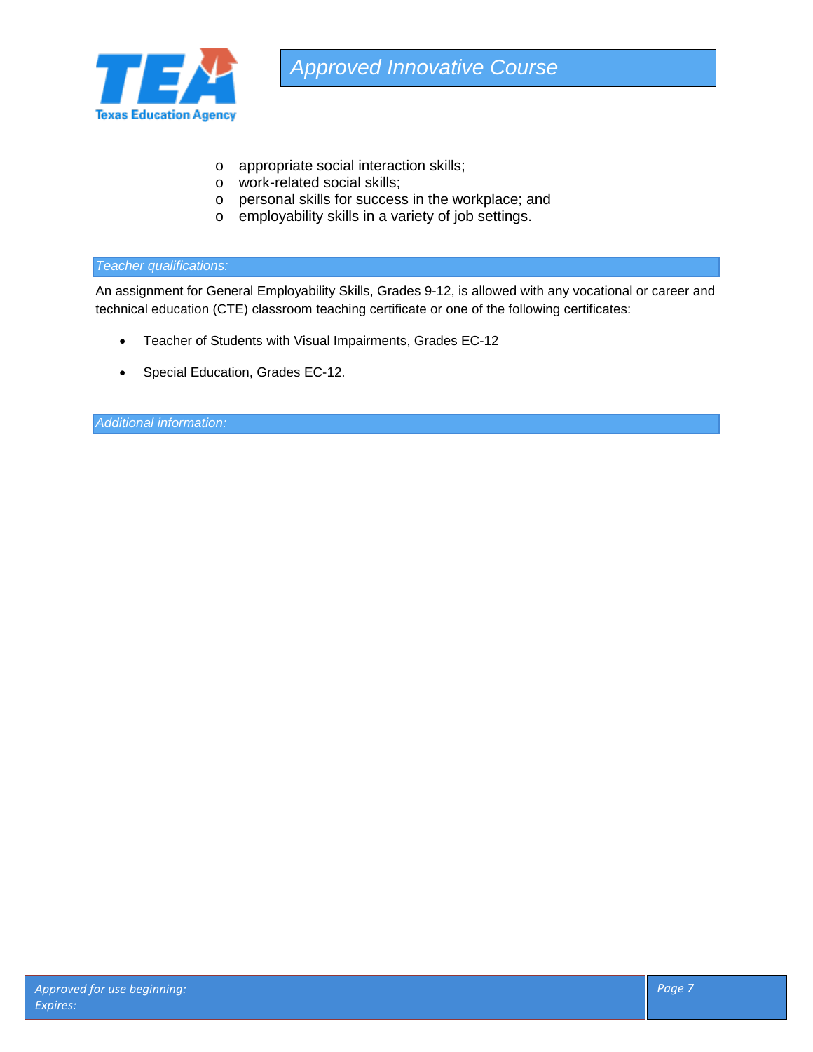- appropriate social interaction skills;
- work-related social skills;
- personal skills for success in the workplace; and
- employability skills in a variety of job settings.

*Teacher qualifications:*

An assignment for General Employability Skills, Grades 9-12, is allowed with any vocational or career and technical education (CTE) classroom teaching certificate or one of the following certificates:

- Teacher of Students with Visual Impairments, Grades EC-12
- Special Education, Grades EC-12.

*Additional information:*